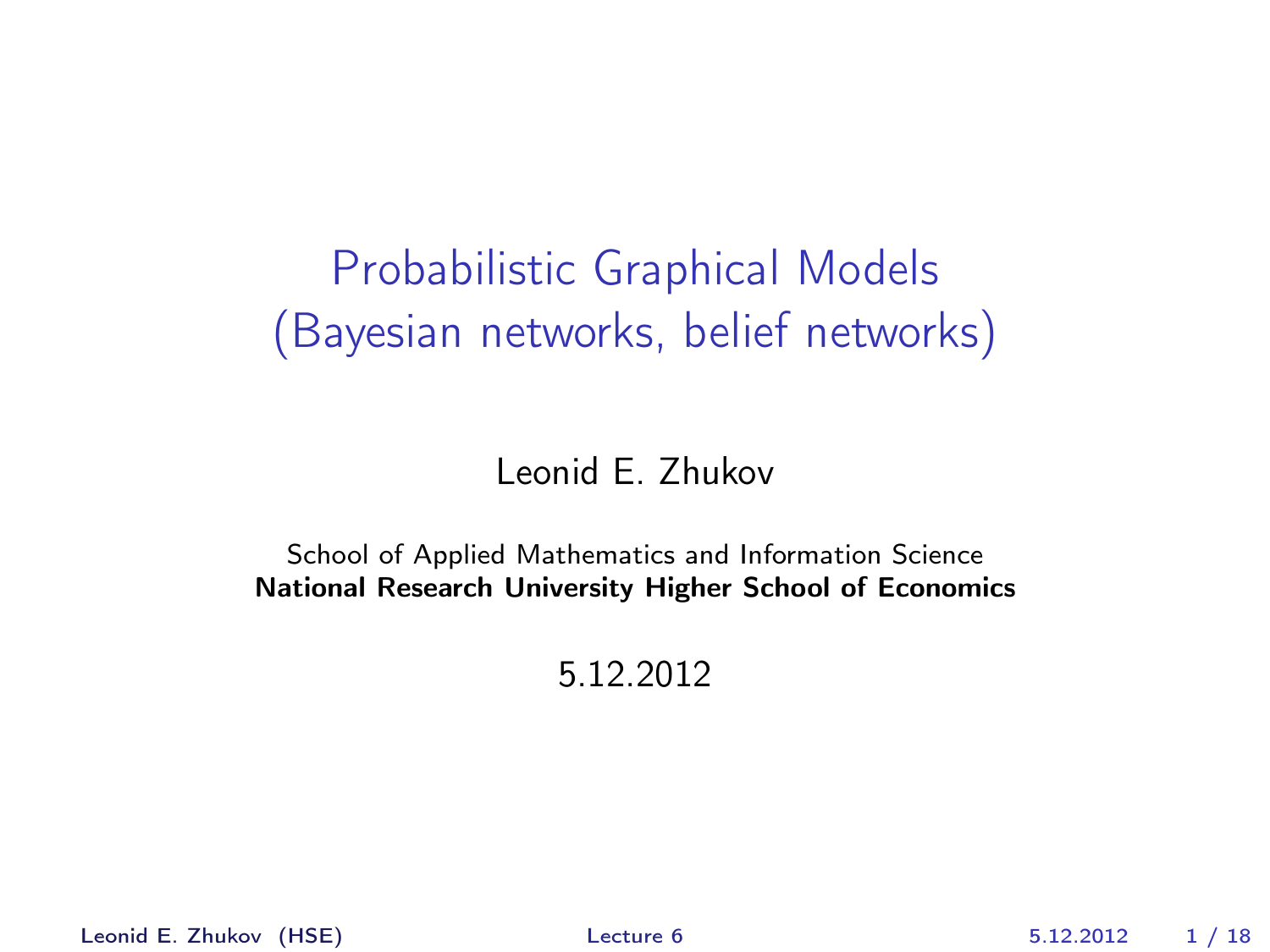# Probabilistic Graphical Models (Bayesian networks, belief networks)

Leonid E. Zhukov

School of Applied Mathematics and Information Science
**National Research University Higher School of Economics**

5.12.2012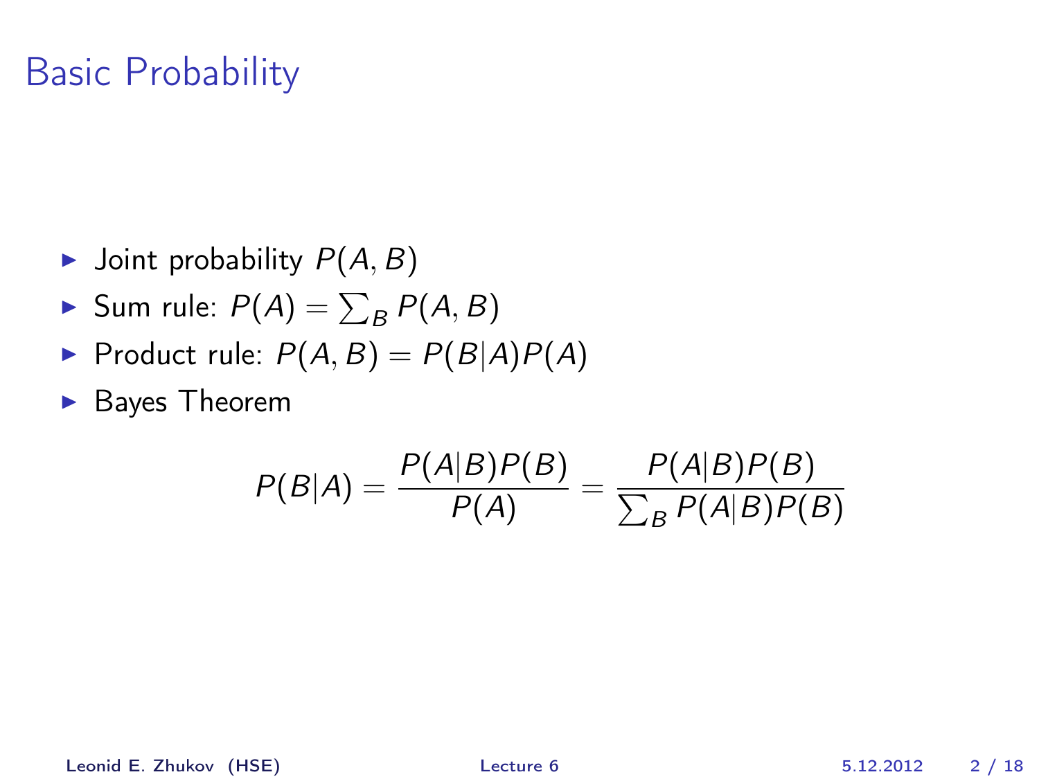# Basic Probability

- Joint probability $P(A, B)$
- Sum rule: $P(A) = \sum_B P(A, B)$
- Product rule: $P(A, B) = P(B|A)P(A)$
- Bayes Theorem

$$P(B|A) = \frac{P(A|B)P(B)}{P(A)} = \frac{P(A|B)P(B)}{\sum_B P(A|B)P(B)}$$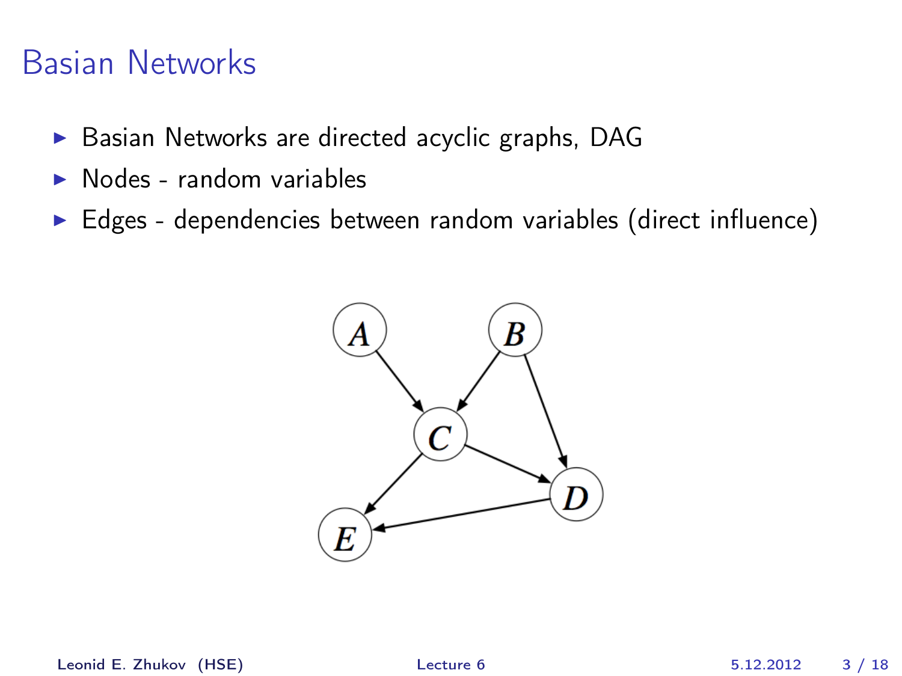# Basian Networks

- Basian Networks are directed acyclic graphs, DAG
- Nodes - random variables
- Edges - dependencies between random variables (direct influence)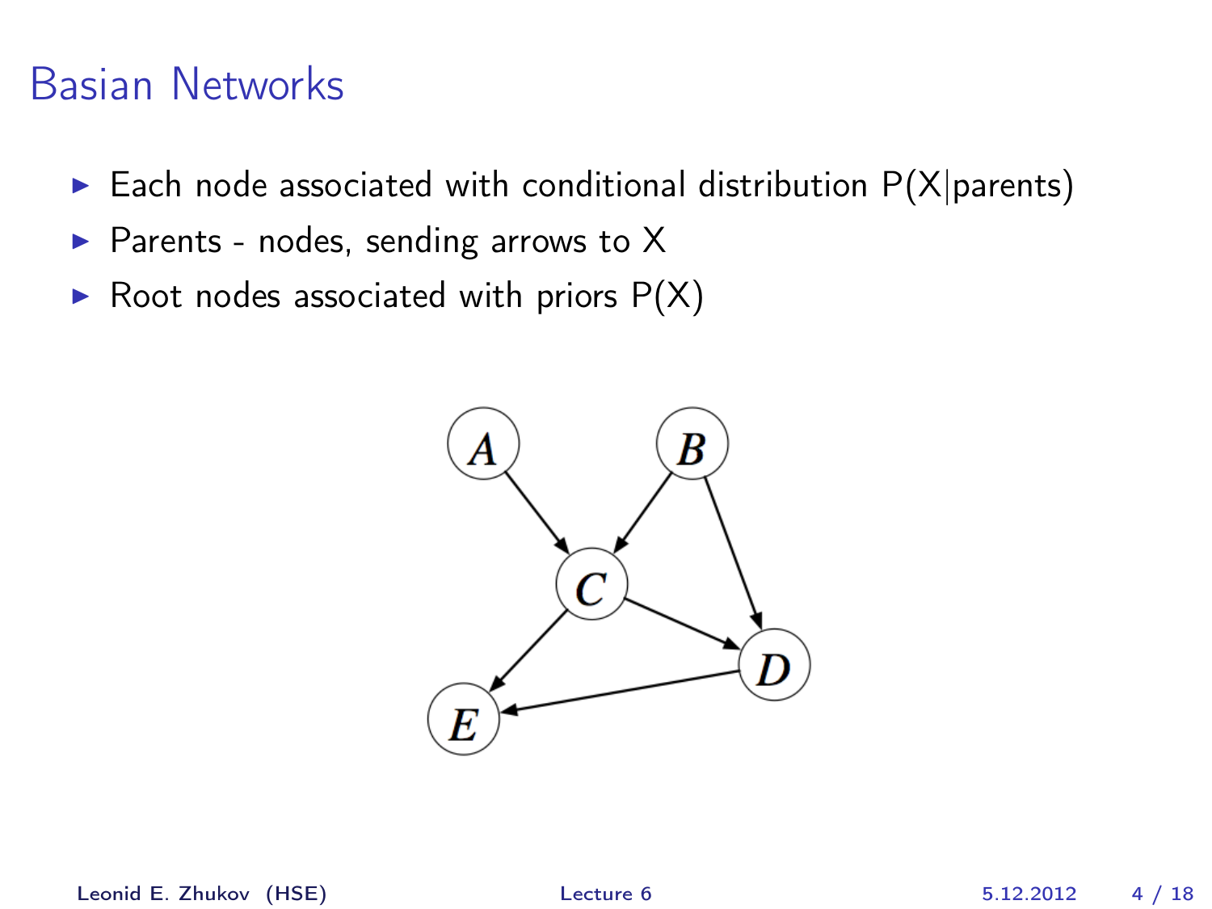# Basian Networks

- Each node associated with conditional distribution P(X|parents)
- Parents - nodes, sending arrows to X
- Root nodes associated with priors P(X)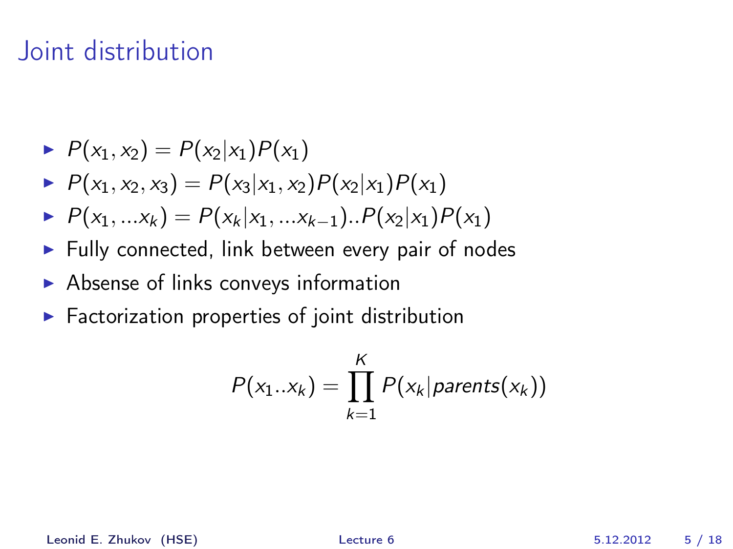# Joint distribution

- $P(x_1, x_2) = P(x_2|x_1)P(x_1)$
- $P(x_1, x_2, x_3) = P(x_3|x_1, x_2)P(x_2|x_1)P(x_1)$
- $P(x_1, ...x_k) = P(x_k|x_1, ...x_{k-1})..P(x_2|x_1)P(x_1)$
- Fully connected, link between every pair of nodes
- Absense of links conveys information
- Factorization properties of joint distribution

$$P(x_1..x_k) = \prod_{k=1}^{K} P(x_k|parents(x_k))$$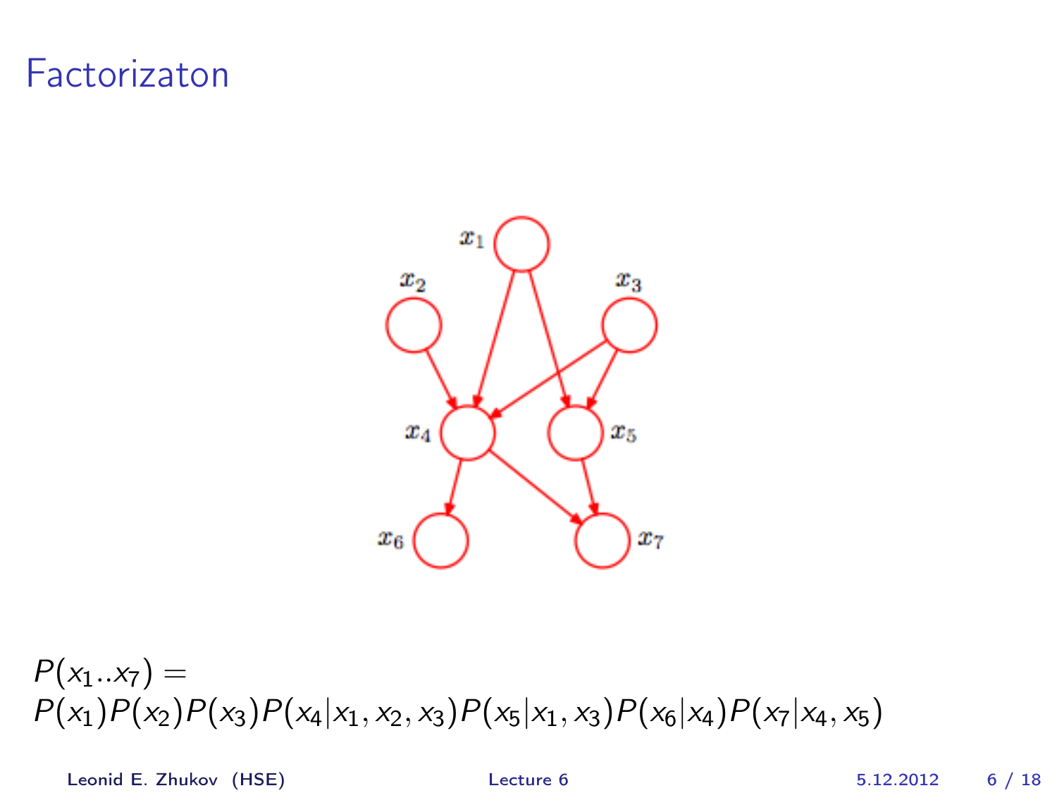# Factorizaton

$$P(x_1..x_7) =$$
$$P(x_1)P(x_2)P(x_3)P(x_4|x_1,x_2,x_3)P(x_5|x_1,x_3)P(x_6|x_4)P(x_7|x_4,x_5)$$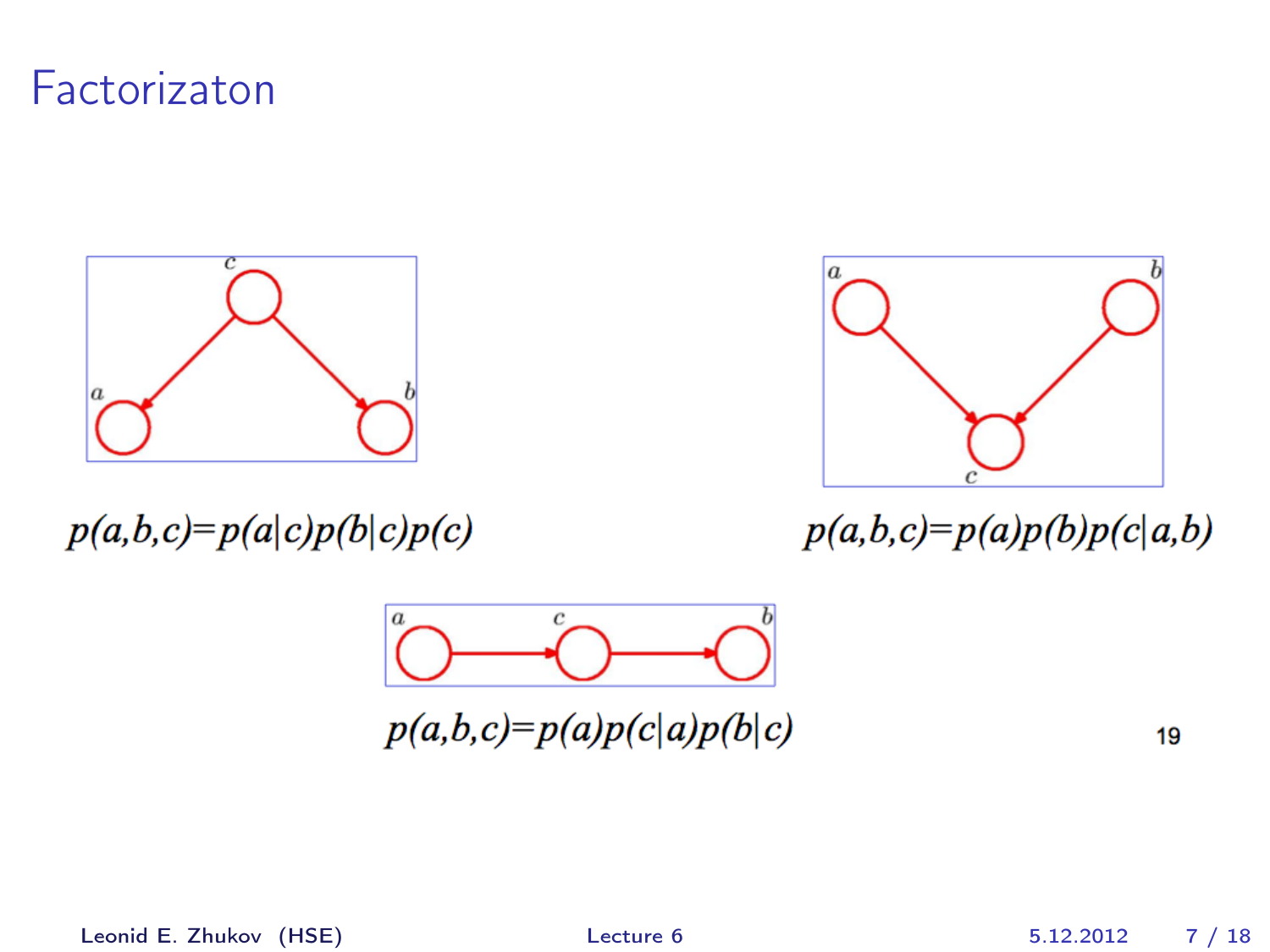# Factorizaton

$$p(a,b,c)=p(a|c)p(b|c)p(c)$$

$$p(a,b,c)=p(a)p(b)p(c|a,b)$$

$$p(a,b,c)=p(a)p(c|a)p(b|c)$$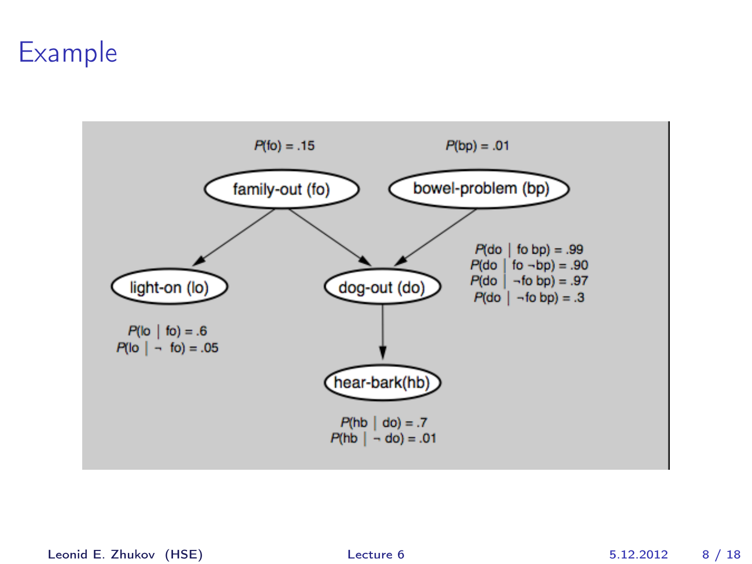# Example

$P(fo) = .15$

$P(bp) = .01$

family-out (fo)

bowel-problem (bp)

light-on (lo)

dog-out (do)

hear-bark(hb)

$P(do \mid fo\ bp) = .99$
$P(do \mid fo\ \neg bp) = .90$
$P(do \mid \neg fo\ bp) = .97$
$P(do \mid \neg fo\ bp) = .3$

$P(lo \mid fo) = .6$
$P(lo \mid \neg\ fo) = .05$

$P(hb \mid do) = .7$
$P(hb \mid \neg\ do) = .01$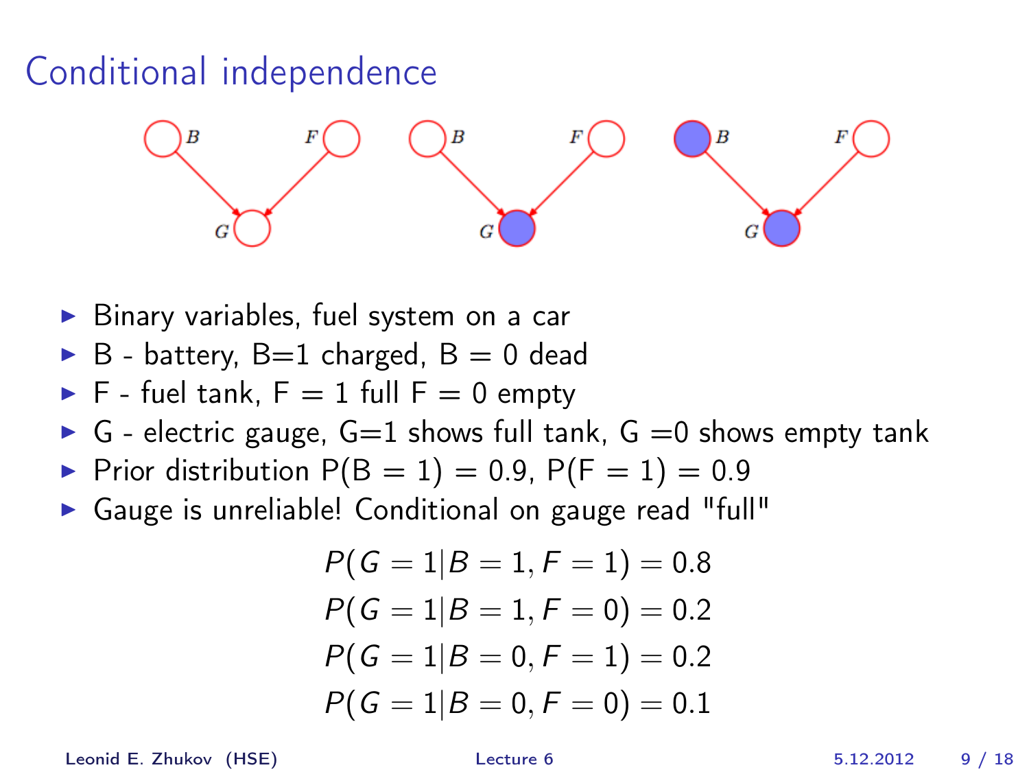# Conditional independence

- Binary variables, fuel system on a car
- B - battery, B=1 charged, B = 0 dead
- F - fuel tank, F = 1 full F = 0 empty
- G - electric gauge, G=1 shows full tank, G =0 shows empty tank
- Prior distribution P(B = 1) = 0.9, P(F = 1) = 0.9
- Gauge is unreliable! Conditional on gauge read "full"

$$P(G = 1|B = 1, F = 1) = 0.8$$
$$P(G = 1|B = 1, F = 0) = 0.2$$
$$P(G = 1|B = 0, F = 1) = 0.2$$
$$P(G = 1|B = 0, F = 0) = 0.1$$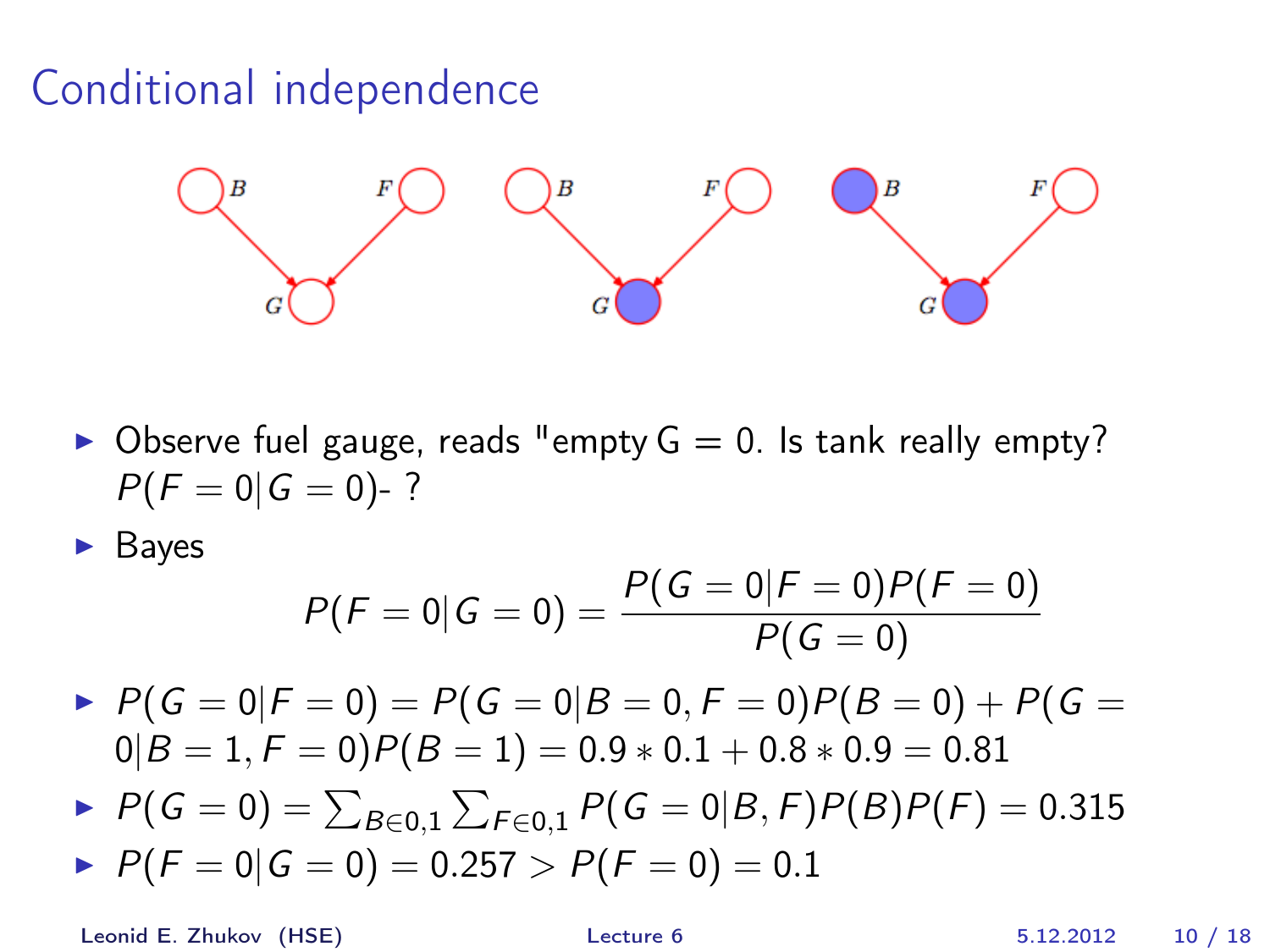# Conditional independence

- Observe fuel gauge, reads "empty G = 0. Is tank really empty? $P(F=0|G=0)$- ?
- Bayes

$$P(F=0|G=0) = \frac{P(G=0|F=0)P(F=0)}{P(G=0)}$$

- $P(G=0|F=0) = P(G=0|B=0,F=0)P(B=0) + P(G=0|B=1,F=0)P(B=1) = 0.9*0.1 + 0.8*0.9 = 0.81$
- $P(G=0) = \sum_{B\in 0,1}\sum_{F\in 0,1} P(G=0|B,F)P(B)P(F) = 0.315$
- $P(F=0|G=0) = 0.257 > P(F=0) = 0.1$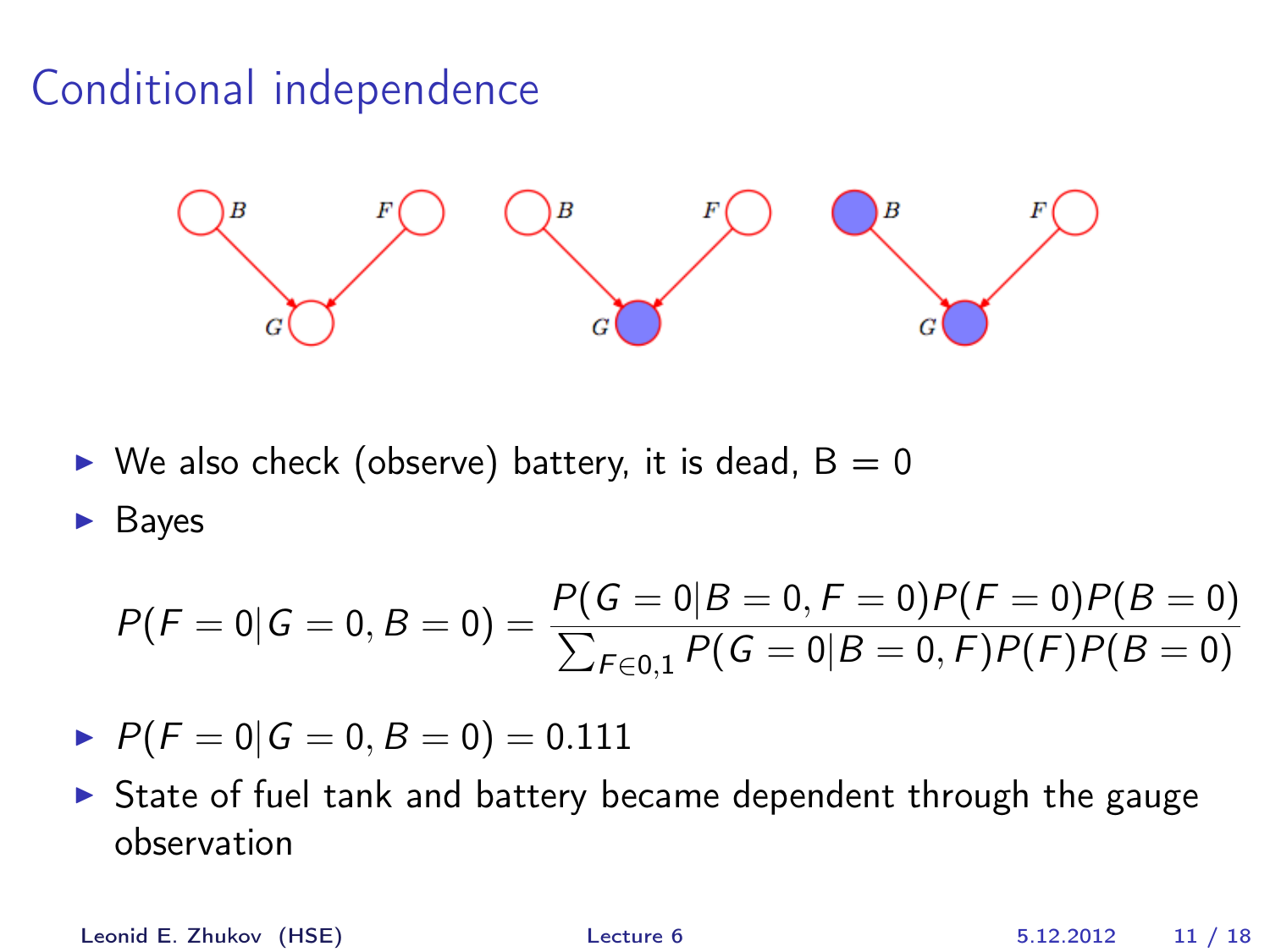# Conditional independence

- We also check (observe) battery, it is dead, B = 0
- Bayes

$$P(F=0|G=0,B=0) = \frac{P(G=0|B=0,F=0)P(F=0)P(B=0)}{\sum_{F\in 0,1} P(G=0|B=0,F)P(F)P(B=0)}$$

- $P(F=0|G=0,B=0) = 0.111$
- State of fuel tank and battery became dependent through the gauge observation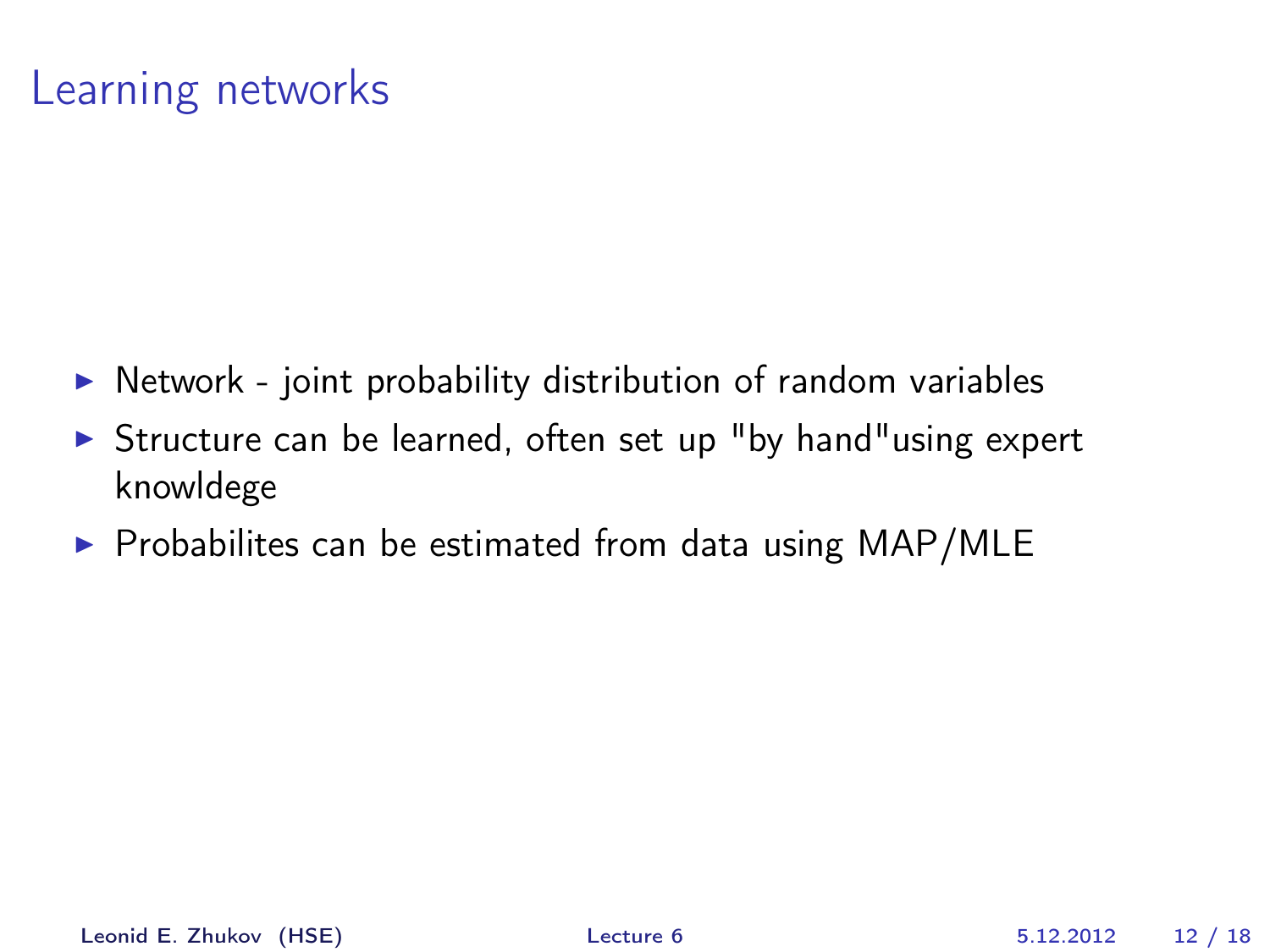# Learning networks

- Network - joint probability distribution of random variables
- Structure can be learned, often set up "by hand"using expert knowldege
- Probabilites can be estimated from data using MAP/MLE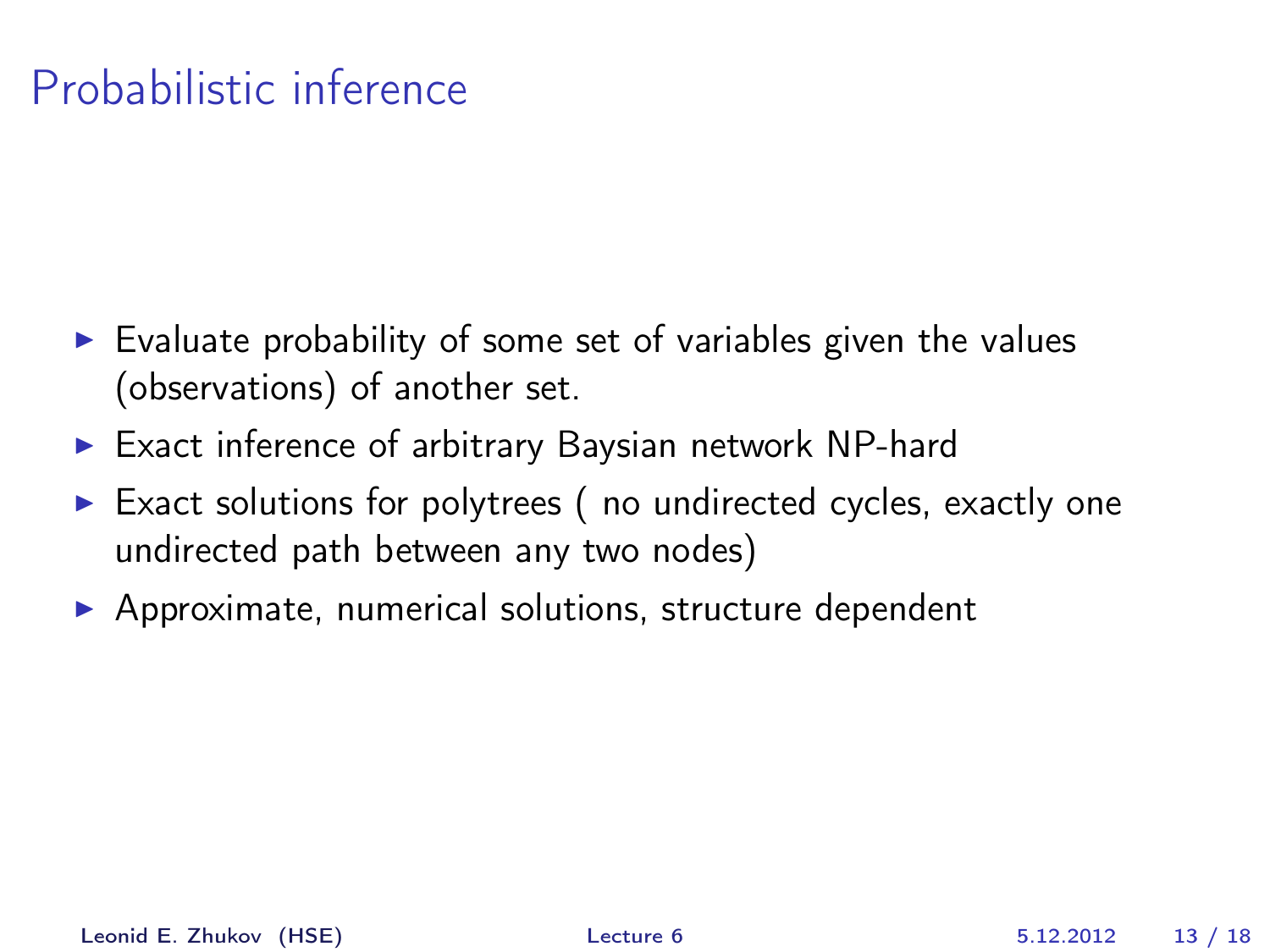# Probabilistic inference

- Evaluate probability of some set of variables given the values (observations) of another set.
- Exact inference of arbitrary Baysian network NP-hard
- Exact solutions for polytrees ( no undirected cycles, exactly one undirected path between any two nodes)
- Approximate, numerical solutions, structure dependent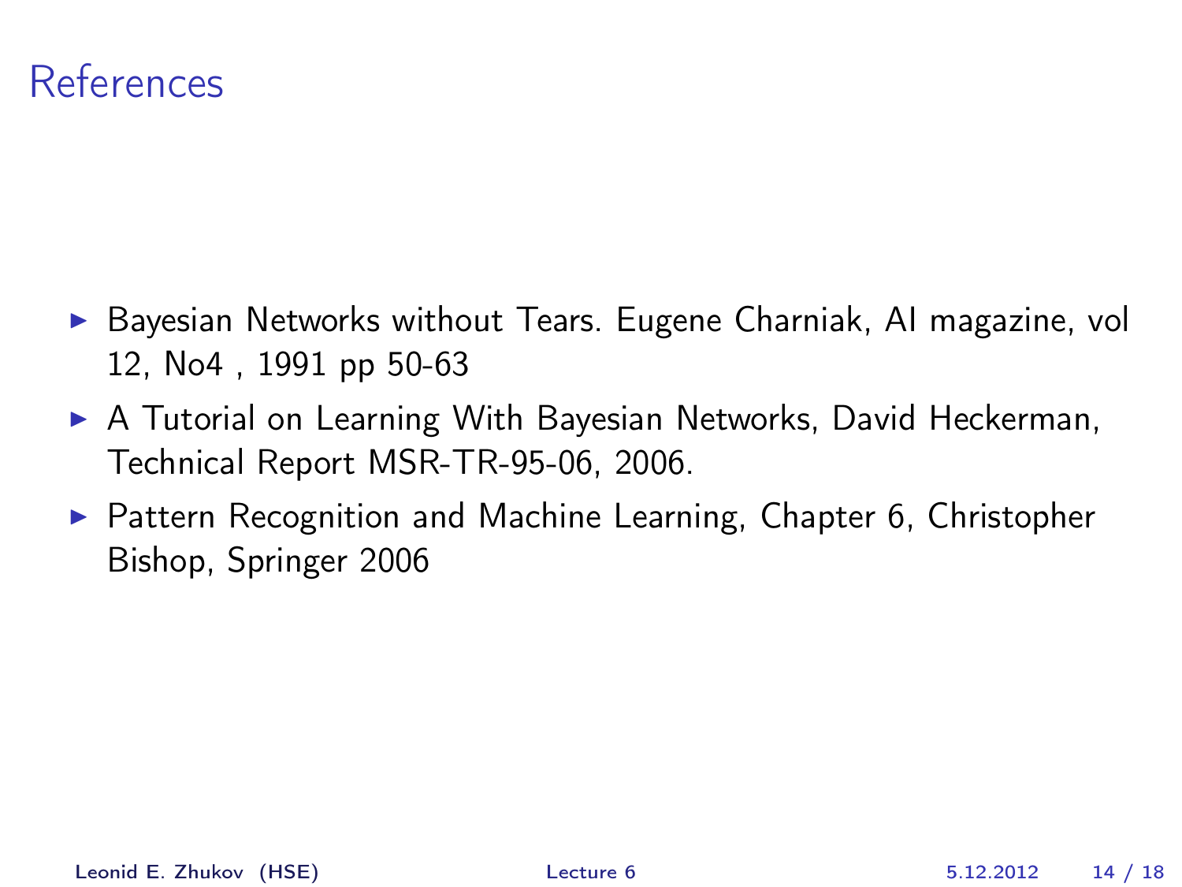# References

- Bayesian Networks without Tears. Eugene Charniak, AI magazine, vol 12, No4 , 1991 pp 50-63
- A Tutorial on Learning With Bayesian Networks, David Heckerman, Technical Report MSR-TR-95-06, 2006.
- Pattern Recognition and Machine Learning, Chapter 6, Christopher Bishop, Springer 2006